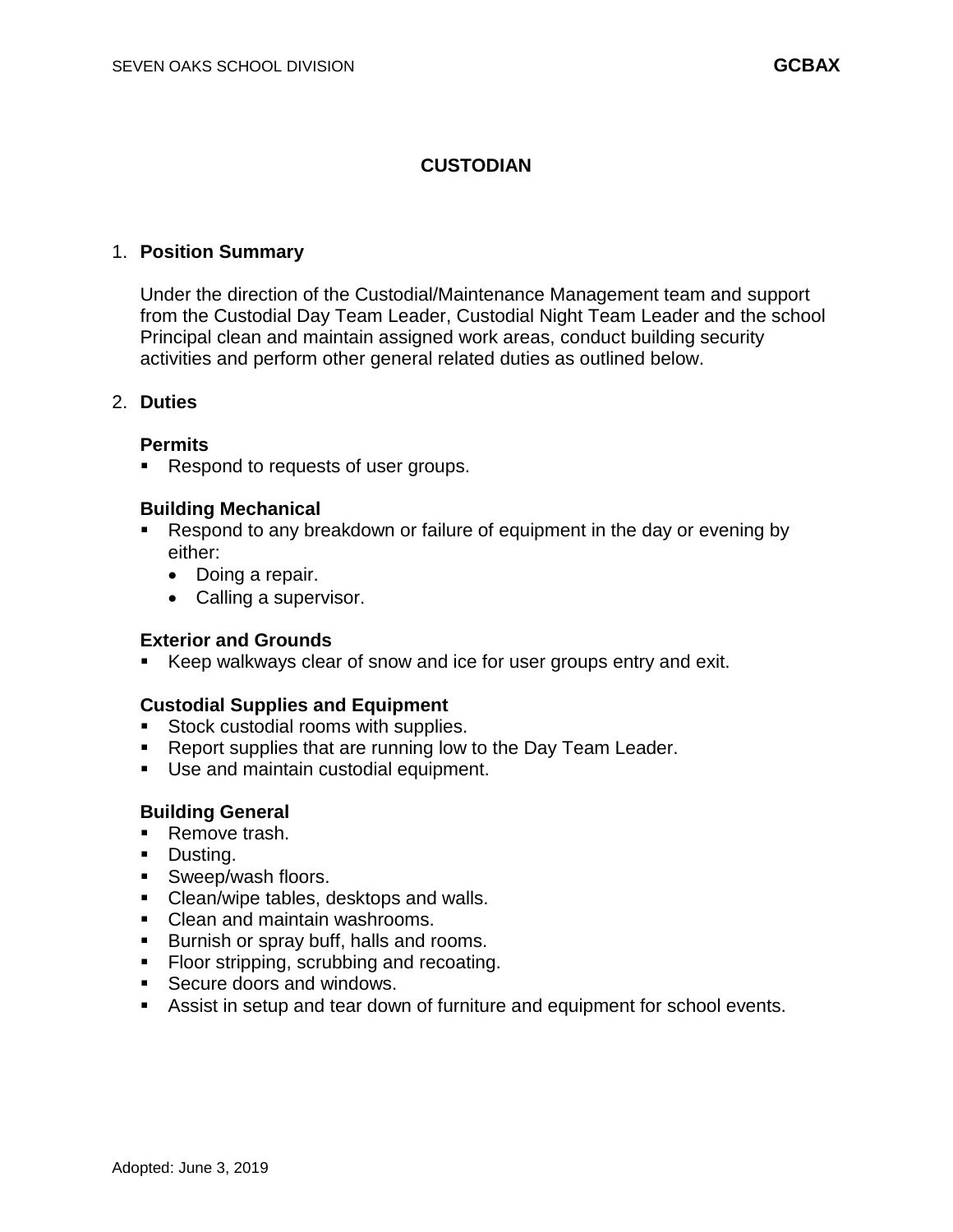# CUSTODIAN

1. **Position Summary**

   Under the direction of the Custodial/Maintenance Management team and support from the Custodial Day Team Leader, Custodial Night Team Leader and the school Principal clean and maintain assigned work areas, conduct building security activities and perform other general related duties as outlined below.

2. **Duties**

   **Permits**
   - Respond to requests of user groups.

   **Building Mechanical**
   - Respond to any breakdown or failure of equipment in the day or evening by either:
     - Doing a repair.
     - Calling a supervisor.

   **Exterior and Grounds**
   - Keep walkways clear of snow and ice for user groups entry and exit.

   **Custodial Supplies and Equipment**
   - Stock custodial rooms with supplies.
   - Report supplies that are running low to the Day Team Leader.
   - Use and maintain custodial equipment.

   **Building General**
   - Remove trash.
   - Dusting.
   - Sweep/wash floors.
   - Clean/wipe tables, desktops and walls.
   - Clean and maintain washrooms.
   - Burnish or spray buff, halls and rooms.
   - Floor stripping, scrubbing and recoating.
   - Secure doors and windows.
   - Assist in setup and tear down of furniture and equipment for school events.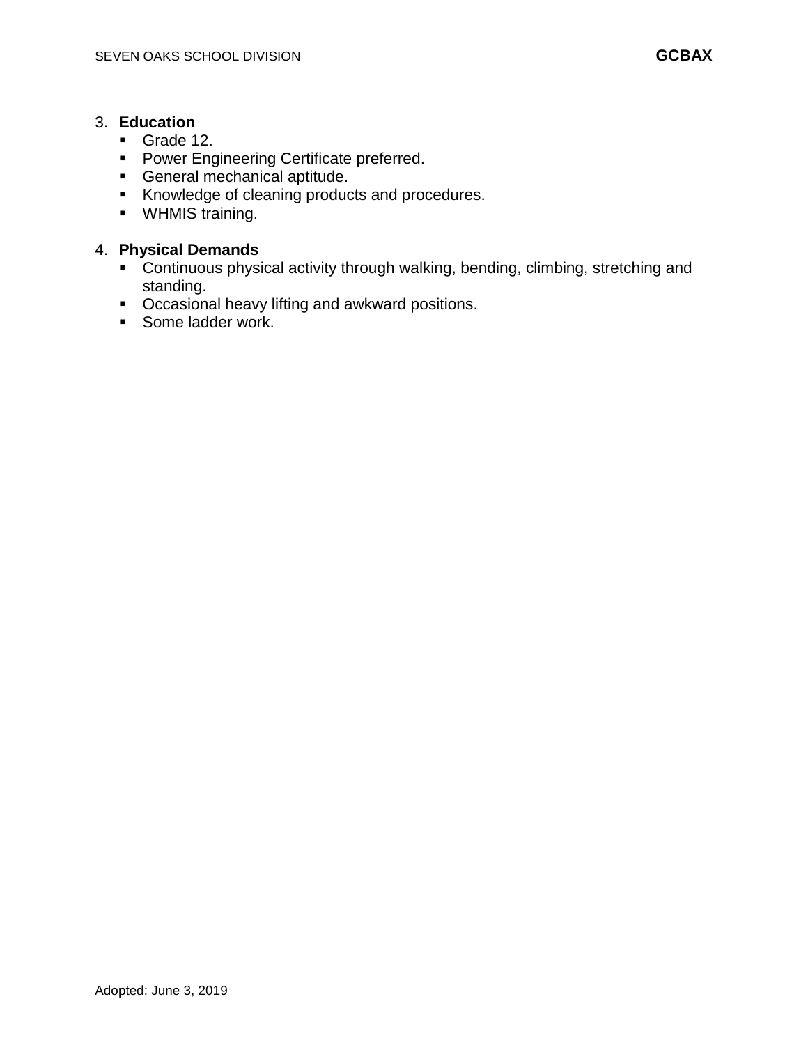3. **Education**
   - Grade 12.
   - Power Engineering Certificate preferred.
   - General mechanical aptitude.
   - Knowledge of cleaning products and procedures.
   - WHMIS training.

4. **Physical Demands**
   - Continuous physical activity through walking, bending, climbing, stretching and standing.
   - Occasional heavy lifting and awkward positions.
   - Some ladder work.

Adopted: June 3, 2019